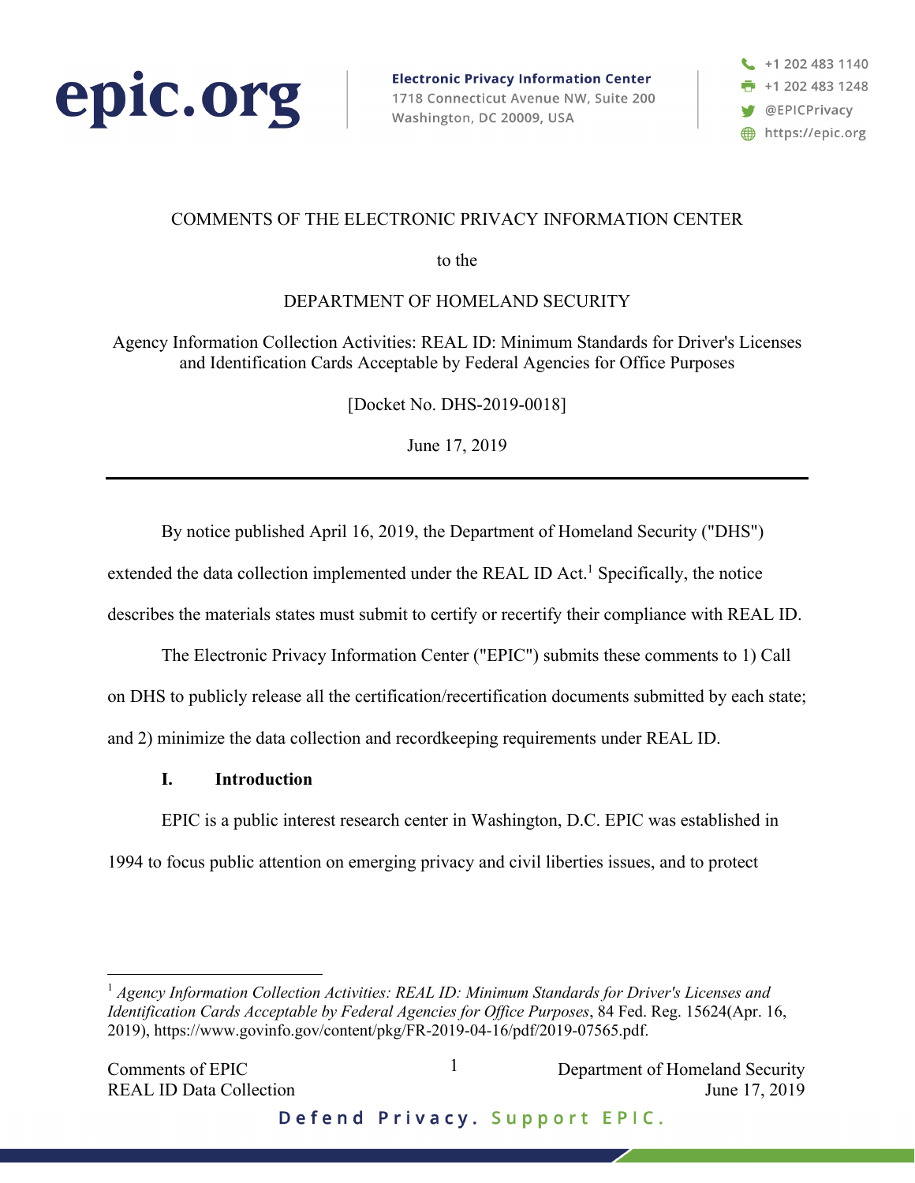COMMENTS OF THE ELECTRONIC PRIVACY INFORMATION CENTER

to the

DEPARTMENT OF HOMELAND SECURITY

Agency Information Collection Activities: REAL ID: Minimum Standards for Driver's Licenses and Identification Cards Acceptable by Federal Agencies for Office Purposes

[Docket No. DHS-2019-0018]

June 17, 2019

---

By notice published April 16, 2019, the Department of Homeland Security ("DHS") extended the data collection implemented under the REAL ID Act.[1] Specifically, the notice describes the materials states must submit to certify or recertify their compliance with REAL ID.

The Electronic Privacy Information Center ("EPIC") submits these comments to 1) Call on DHS to publicly release all the certification/recertification documents submitted by each state; and 2) minimize the data collection and recordkeeping requirements under REAL ID.

## I. Introduction

EPIC is a public interest research center in Washington, D.C. EPIC was established in 1994 to focus public attention on emerging privacy and civil liberties issues, and to protect

[1] *Agency Information Collection Activities: REAL ID: Minimum Standards for Driver's Licenses and Identification Cards Acceptable by Federal Agencies for Office Purposes*, 84 Fed. Reg. 15624(Apr. 16, 2019), https://www.govinfo.gov/content/pkg/FR-2019-04-16/pdf/2019-07565.pdf.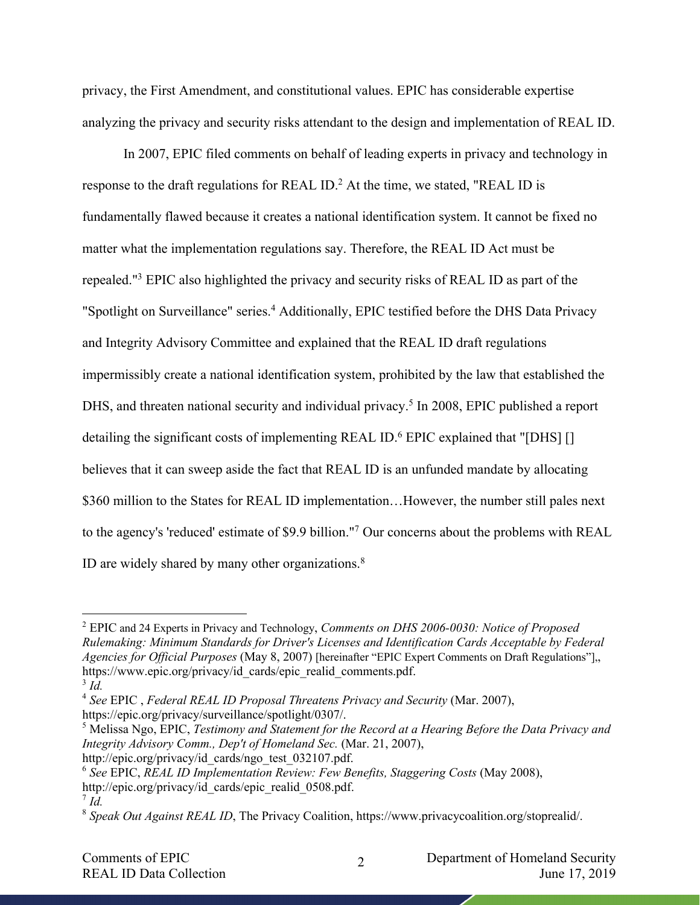privacy, the First Amendment, and constitutional values. EPIC has considerable expertise analyzing the privacy and security risks attendant to the design and implementation of REAL ID.

In 2007, EPIC filed comments on behalf of leading experts in privacy and technology in response to the draft regulations for REAL ID.[2] At the time, we stated, "REAL ID is fundamentally flawed because it creates a national identification system. It cannot be fixed no matter what the implementation regulations say. Therefore, the REAL ID Act must be repealed."[3] EPIC also highlighted the privacy and security risks of REAL ID as part of the "Spotlight on Surveillance" series.[4] Additionally, EPIC testified before the DHS Data Privacy and Integrity Advisory Committee and explained that the REAL ID draft regulations impermissibly create a national identification system, prohibited by the law that established the DHS, and threaten national security and individual privacy.[5] In 2008, EPIC published a report detailing the significant costs of implementing REAL ID.[6] EPIC explained that "[DHS] [] believes that it can sweep aside the fact that REAL ID is an unfunded mandate by allocating $360 million to the States for REAL ID implementation…However, the number still pales next to the agency's 'reduced' estimate of $9.9 billion."[7] Our concerns about the problems with REAL ID are widely shared by many other organizations.[8]

---

[2] EPIC and 24 Experts in Privacy and Technology, *Comments on DHS 2006-0030: Notice of Proposed Rulemaking: Minimum Standards for Driver's Licenses and Identification Cards Acceptable by Federal Agencies for Official Purposes* (May 8, 2007) [hereinafter "EPIC Expert Comments on Draft Regulations"],, https://www.epic.org/privacy/id_cards/epic_realid_comments.pdf.

[3] *Id.*

[4] *See* EPIC , *Federal REAL ID Proposal Threatens Privacy and Security* (Mar. 2007), https://epic.org/privacy/surveillance/spotlight/0307/.

[5] Melissa Ngo, EPIC, *Testimony and Statement for the Record at a Hearing Before the Data Privacy and Integrity Advisory Comm., Dep't of Homeland Sec.* (Mar. 21, 2007), http://epic.org/privacy/id_cards/ngo_test_032107.pdf.

[6] *See* EPIC, *REAL ID Implementation Review: Few Benefits, Staggering Costs* (May 2008), http://epic.org/privacy/id_cards/epic_realid_0508.pdf.

[7] *Id.*

[8] *Speak Out Against REAL ID*, The Privacy Coalition, https://www.privacycoalition.org/stoprealid/.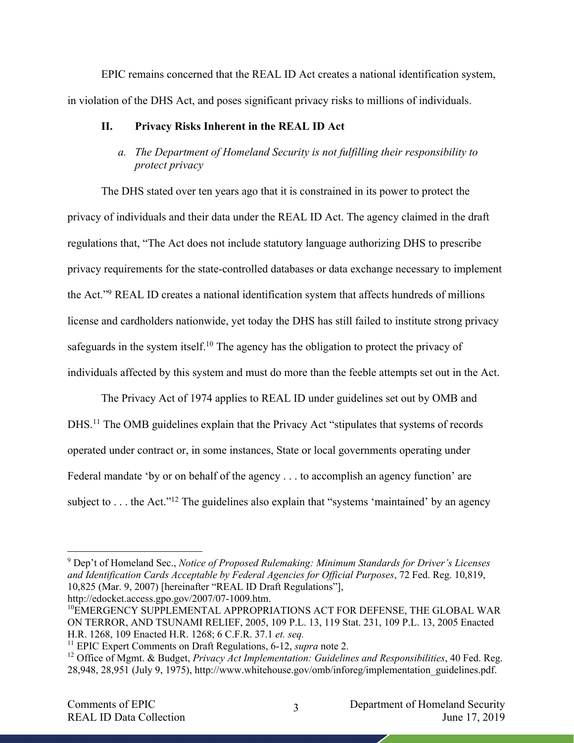EPIC remains concerned that the REAL ID Act creates a national identification system, in violation of the DHS Act, and poses significant privacy risks to millions of individuals.

## II. Privacy Risks Inherent in the REAL ID Act

### *a. The Department of Homeland Security is not fulfilling their responsibility to protect privacy*

The DHS stated over ten years ago that it is constrained in its power to protect the privacy of individuals and their data under the REAL ID Act. The agency claimed in the draft regulations that, "The Act does not include statutory language authorizing DHS to prescribe privacy requirements for the state-controlled databases or data exchange necessary to implement the Act."[9] REAL ID creates a national identification system that affects hundreds of millions license and cardholders nationwide, yet today the DHS has still failed to institute strong privacy safeguards in the system itself.[10] The agency has the obligation to protect the privacy of individuals affected by this system and must do more than the feeble attempts set out in the Act.

The Privacy Act of 1974 applies to REAL ID under guidelines set out by OMB and DHS.[11] The OMB guidelines explain that the Privacy Act "stipulates that systems of records operated under contract or, in some instances, State or local governments operating under Federal mandate 'by or on behalf of the agency . . . to accomplish an agency function' are subject to . . . the Act."[12] The guidelines also explain that "systems 'maintained' by an agency

---

[9] Dep't of Homeland Sec., *Notice of Proposed Rulemaking: Minimum Standards for Driver's Licenses and Identification Cards Acceptable by Federal Agencies for Official Purposes*, 72 Fed. Reg. 10,819, 10,825 (Mar. 9, 2007) [hereinafter "REAL ID Draft Regulations"], http://edocket.access.gpo.gov/2007/07-1009.htm.

[10] EMERGENCY SUPPLEMENTAL APPROPRIATIONS ACT FOR DEFENSE, THE GLOBAL WAR ON TERROR, AND TSUNAMI RELIEF, 2005, 109 P.L. 13, 119 Stat. 231, 109 P.L. 13, 2005 Enacted H.R. 1268, 109 Enacted H.R. 1268; 6 C.F.R. 37.1 *et. seq.*

[11] EPIC Expert Comments on Draft Regulations, 6-12, *supra* note 2.

[12] Office of Mgmt. & Budget, *Privacy Act Implementation: Guidelines and Responsibilities*, 40 Fed. Reg. 28,948, 28,951 (July 9, 1975), http://www.whitehouse.gov/omb/inforeg/implementation_guidelines.pdf.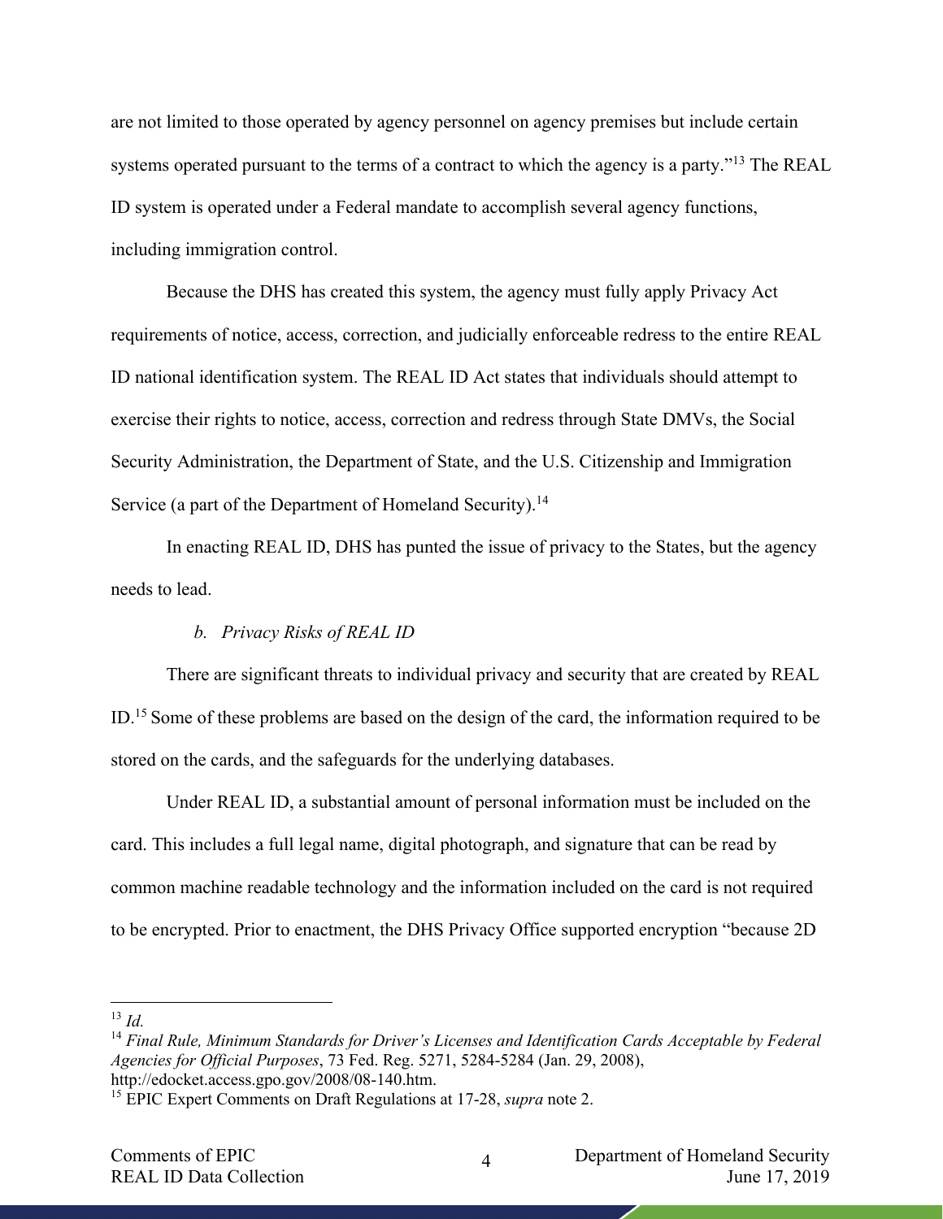are not limited to those operated by agency personnel on agency premises but include certain systems operated pursuant to the terms of a contract to which the agency is a party."[13] The REAL ID system is operated under a Federal mandate to accomplish several agency functions, including immigration control.

Because the DHS has created this system, the agency must fully apply Privacy Act requirements of notice, access, correction, and judicially enforceable redress to the entire REAL ID national identification system. The REAL ID Act states that individuals should attempt to exercise their rights to notice, access, correction and redress through State DMVs, the Social Security Administration, the Department of State, and the U.S. Citizenship and Immigration Service (a part of the Department of Homeland Security).[14]

In enacting REAL ID, DHS has punted the issue of privacy to the States, but the agency needs to lead.

### *b. Privacy Risks of REAL ID*

There are significant threats to individual privacy and security that are created by REAL ID.[15] Some of these problems are based on the design of the card, the information required to be stored on the cards, and the safeguards for the underlying databases.

Under REAL ID, a substantial amount of personal information must be included on the card. This includes a full legal name, digital photograph, and signature that can be read by common machine readable technology and the information included on the card is not required to be encrypted. Prior to enactment, the DHS Privacy Office supported encryption "because 2D

---

[13] *Id.*

[14] *Final Rule, Minimum Standards for Driver's Licenses and Identification Cards Acceptable by Federal Agencies for Official Purposes*, 73 Fed. Reg. 5271, 5284-5284 (Jan. 29, 2008), http://edocket.access.gpo.gov/2008/08-140.htm.

[15] EPIC Expert Comments on Draft Regulations at 17-28, *supra* note 2.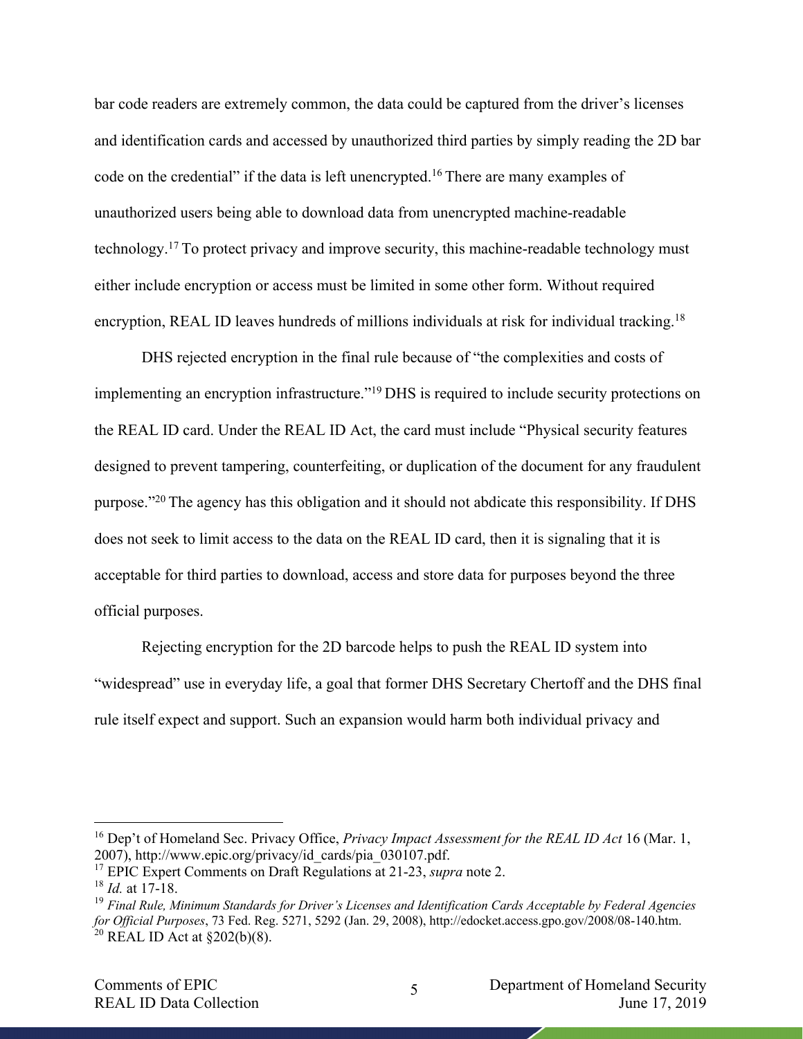bar code readers are extremely common, the data could be captured from the driver's licenses and identification cards and accessed by unauthorized third parties by simply reading the 2D bar code on the credential" if the data is left unencrypted.[16] There are many examples of unauthorized users being able to download data from unencrypted machine-readable technology.[17] To protect privacy and improve security, this machine-readable technology must either include encryption or access must be limited in some other form. Without required encryption, REAL ID leaves hundreds of millions individuals at risk for individual tracking.[18]

DHS rejected encryption in the final rule because of "the complexities and costs of implementing an encryption infrastructure."[19] DHS is required to include security protections on the REAL ID card. Under the REAL ID Act, the card must include "Physical security features designed to prevent tampering, counterfeiting, or duplication of the document for any fraudulent purpose."[20] The agency has this obligation and it should not abdicate this responsibility. If DHS does not seek to limit access to the data on the REAL ID card, then it is signaling that it is acceptable for third parties to download, access and store data for purposes beyond the three official purposes.

Rejecting encryption for the 2D barcode helps to push the REAL ID system into "widespread" use in everyday life, a goal that former DHS Secretary Chertoff and the DHS final rule itself expect and support. Such an expansion would harm both individual privacy and

---

[16] Dep't of Homeland Sec. Privacy Office, *Privacy Impact Assessment for the REAL ID Act* 16 (Mar. 1, 2007), http://www.epic.org/privacy/id_cards/pia_030107.pdf.

[17] EPIC Expert Comments on Draft Regulations at 21-23, *supra* note 2.

[18] *Id.* at 17-18.

[19] *Final Rule, Minimum Standards for Driver's Licenses and Identification Cards Acceptable by Federal Agencies for Official Purposes*, 73 Fed. Reg. 5271, 5292 (Jan. 29, 2008), http://edocket.access.gpo.gov/2008/08-140.htm.

[20] REAL ID Act at §202(b)(8).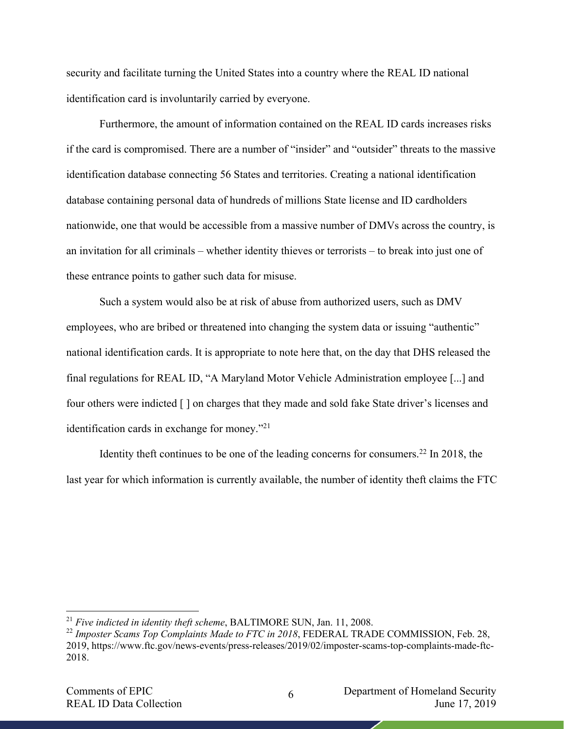security and facilitate turning the United States into a country where the REAL ID national identification card is involuntarily carried by everyone.

Furthermore, the amount of information contained on the REAL ID cards increases risks if the card is compromised. There are a number of "insider" and "outsider" threats to the massive identification database connecting 56 States and territories. Creating a national identification database containing personal data of hundreds of millions State license and ID cardholders nationwide, one that would be accessible from a massive number of DMVs across the country, is an invitation for all criminals – whether identity thieves or terrorists – to break into just one of these entrance points to gather such data for misuse.

Such a system would also be at risk of abuse from authorized users, such as DMV employees, who are bribed or threatened into changing the system data or issuing "authentic" national identification cards. It is appropriate to note here that, on the day that DHS released the final regulations for REAL ID, "A Maryland Motor Vehicle Administration employee [...] and four others were indicted [ ] on charges that they made and sold fake State driver's licenses and identification cards in exchange for money."[21]

Identity theft continues to be one of the leading concerns for consumers.[22] In 2018, the last year for which information is currently available, the number of identity theft claims the FTC

---

[21] *Five indicted in identity theft scheme*, BALTIMORE SUN, Jan. 11, 2008.

[22] *Imposter Scams Top Complaints Made to FTC in 2018*, FEDERAL TRADE COMMISSION, Feb. 28, 2019, https://www.ftc.gov/news-events/press-releases/2019/02/imposter-scams-top-complaints-made-ftc-2018.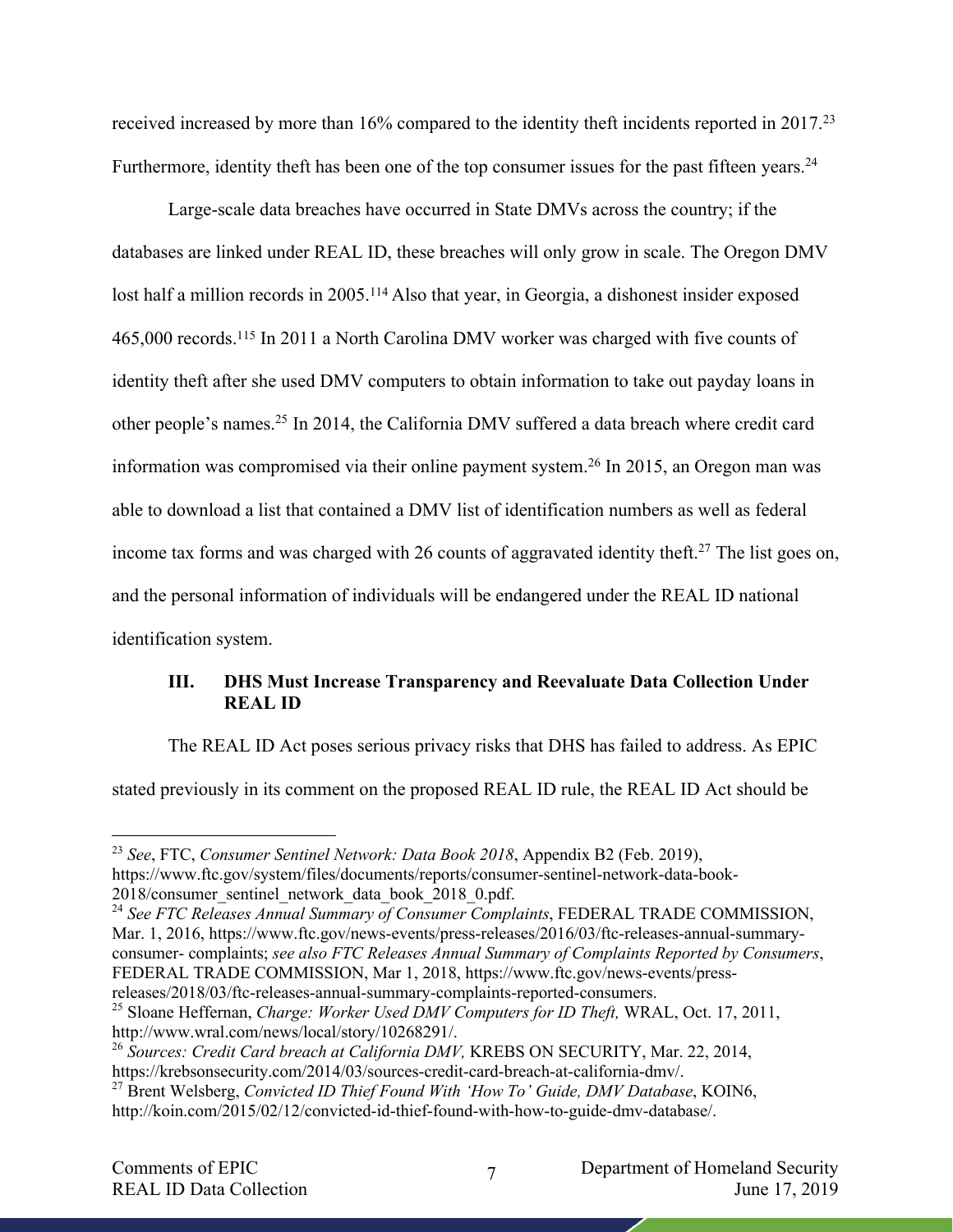received increased by more than 16% compared to the identity theft incidents reported in 2017.[23] Furthermore, identity theft has been one of the top consumer issues for the past fifteen years.[24]

Large-scale data breaches have occurred in State DMVs across the country; if the databases are linked under REAL ID, these breaches will only grow in scale. The Oregon DMV lost half a million records in 2005.[114] Also that year, in Georgia, a dishonest insider exposed 465,000 records.[115] In 2011 a North Carolina DMV worker was charged with five counts of identity theft after she used DMV computers to obtain information to take out payday loans in other people's names.[25] In 2014, the California DMV suffered a data breach where credit card information was compromised via their online payment system.[26] In 2015, an Oregon man was able to download a list that contained a DMV list of identification numbers as well as federal income tax forms and was charged with 26 counts of aggravated identity theft.[27] The list goes on, and the personal information of individuals will be endangered under the REAL ID national identification system.

## III. DHS Must Increase Transparency and Reevaluate Data Collection Under REAL ID

The REAL ID Act poses serious privacy risks that DHS has failed to address. As EPIC stated previously in its comment on the proposed REAL ID rule, the REAL ID Act should be

---

[23] *See*, FTC, *Consumer Sentinel Network: Data Book 2018*, Appendix B2 (Feb. 2019), https://www.ftc.gov/system/files/documents/reports/consumer-sentinel-network-data-book-2018/consumer_sentinel_network_data_book_2018_0.pdf.

[24] *See FTC Releases Annual Summary of Consumer Complaints*, FEDERAL TRADE COMMISSION, Mar. 1, 2016, https://www.ftc.gov/news-events/press-releases/2016/03/ftc-releases-annual-summary-consumer- complaints; *see also FTC Releases Annual Summary of Complaints Reported by Consumers*, FEDERAL TRADE COMMISSION, Mar 1, 2018, https://www.ftc.gov/news-events/press-releases/2018/03/ftc-releases-annual-summary-complaints-reported-consumers.

[25] Sloane Heffernan, *Charge: Worker Used DMV Computers for ID Theft,* WRAL, Oct. 17, 2011, http://www.wral.com/news/local/story/10268291/.

[26] *Sources: Credit Card breach at California DMV,* KREBS ON SECURITY, Mar. 22, 2014, https://krebsonsecurity.com/2014/03/sources-credit-card-breach-at-california-dmv/.

[27] Brent Welsberg, *Convicted ID Thief Found With 'How To' Guide, DMV Database*, KOIN6, http://koin.com/2015/02/12/convicted-id-thief-found-with-how-to-guide-dmv-database/.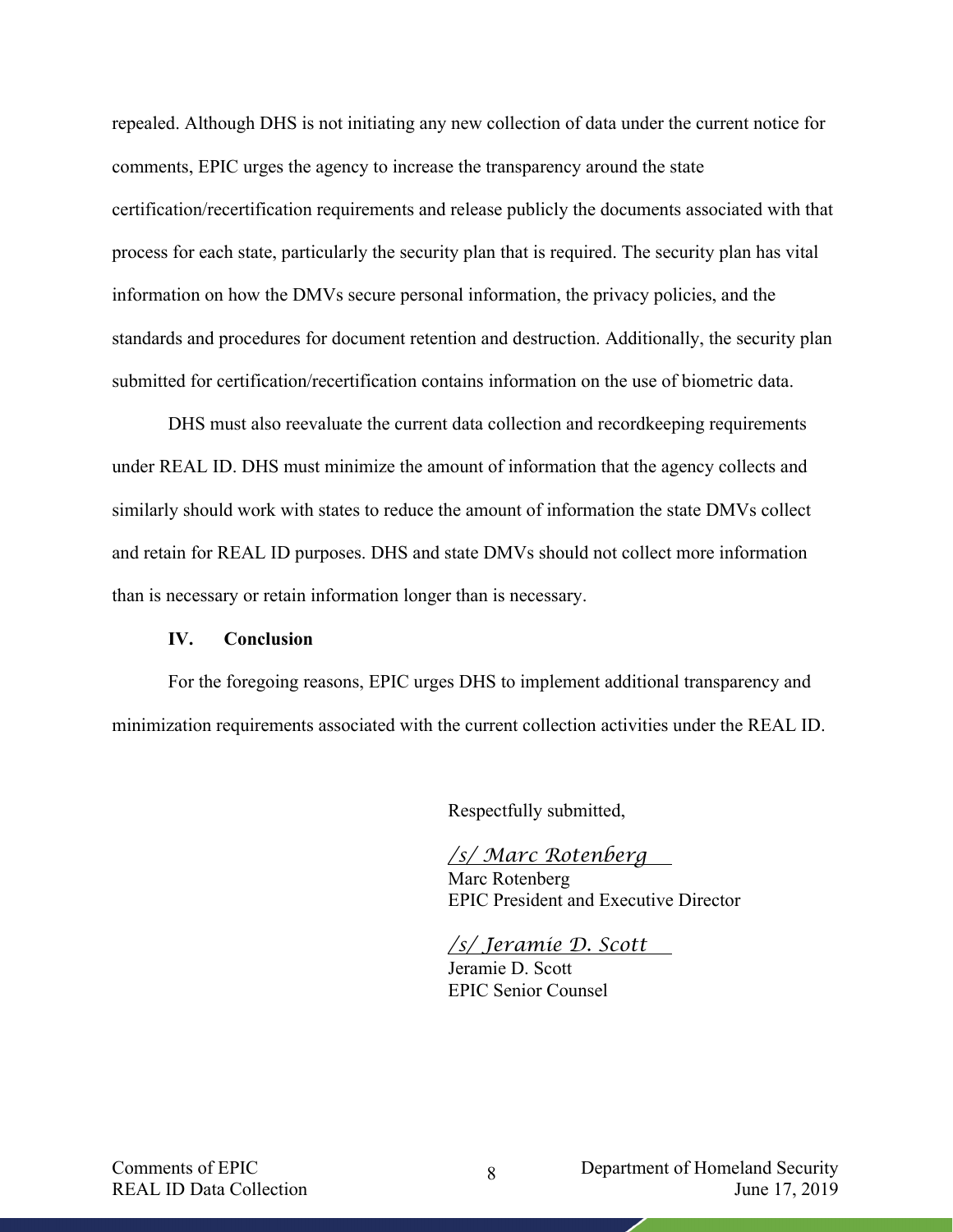repealed. Although DHS is not initiating any new collection of data under the current notice for comments, EPIC urges the agency to increase the transparency around the state certification/recertification requirements and release publicly the documents associated with that process for each state, particularly the security plan that is required. The security plan has vital information on how the DMVs secure personal information, the privacy policies, and the standards and procedures for document retention and destruction. Additionally, the security plan submitted for certification/recertification contains information on the use of biometric data.

DHS must also reevaluate the current data collection and recordkeeping requirements under REAL ID. DHS must minimize the amount of information that the agency collects and similarly should work with states to reduce the amount of information the state DMVs collect and retain for REAL ID purposes. DHS and state DMVs should not collect more information than is necessary or retain information longer than is necessary.

## IV. Conclusion

For the foregoing reasons, EPIC urges DHS to implement additional transparency and minimization requirements associated with the current collection activities under the REAL ID.

Respectfully submitted,

*/s/ Marc Rotenberg*
Marc Rotenberg
EPIC President and Executive Director

*/s/ Jeramie D. Scott*
Jeramie D. Scott
EPIC Senior Counsel